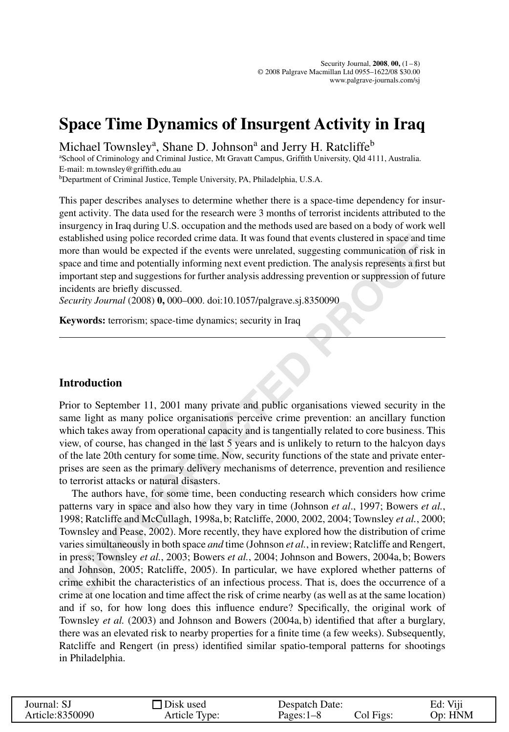# Space Time Dynamics of Insurgent Activity in Iraq

Michael Townsley[a], Shane D. Johnson[a] and Jerry H. Ratcliffe[b]

[a]School of Criminology and Criminal Justice, Mt Gravatt Campus, Griffith University, Qld 4111, Australia. E-mail: m.townsley@griffith.edu.au

[b]Department of Criminal Justice, Temple University, PA, Philadelphia, U.S.A.

This paper describes analyses to determine whether there is a space-time dependency for insurgent activity. The data used for the research were 3 months of terrorist incidents attributed to the insurgency in Iraq during U.S. occupation and the methods used are based on a body of work well established using police recorded crime data. It was found that events clustered in space and time more than would be expected if the events were unrelated, suggesting communication of risk in space and time and potentially informing next event prediction. The analysis represents a first but important step and suggestions for further analysis addressing prevention or suppression of future incidents are briefly discussed.

*Security Journal* (2008) **0,** 000–000. doi:10.1057/palgrave.sj.8350090

**Keywords:** terrorism; space-time dynamics; security in Iraq

## Introduction

Prior to September 11, 2001 many private and public organisations viewed security in the same light as many police organisations perceive crime prevention: an ancillary function which takes away from operational capacity and is tangentially related to core business. This view, of course, has changed in the last 5 years and is unlikely to return to the halcyon days of the late 20th century for some time. Now, security functions of the state and private enterprises are seen as the primary delivery mechanisms of deterrence, prevention and resilience to terrorist attacks or natural disasters.

The authors have, for some time, been conducting research which considers how crime patterns vary in space and also how they vary in time (Johnson *et al.*, 1997; Bowers *et al.*, 1998; Ratcliffe and McCullagh, 1998a, b; Ratcliffe, 2000, 2002, 2004; Townsley *et al.*, 2000; Townsley and Pease, 2002). More recently, they have explored how the distribution of crime varies simultaneously in both space *and* time (Johnson *et al.*, in review; Ratcliffe and Rengert, in press; Townsley *et al.*, 2003; Bowers *et al.*, 2004; Johnson and Bowers, 2004a, b; Bowers and Johnson, 2005; Ratcliffe, 2005). In particular, we have explored whether patterns of crime exhibit the characteristics of an infectious process. That is, does the occurrence of a crime at one location and time affect the risk of crime nearby (as well as at the same location) and if so, for how long does this influence endure? Specifically, the original work of Townsley *et al.* (2003) and Johnson and Bowers (2004a, b) identified that after a burglary, there was an elevated risk to nearby properties for a finite time (a few weeks). Subsequently, Ratcliffe and Rengert (in press) identified similar spatio-temporal patterns for shootings in Philadelphia.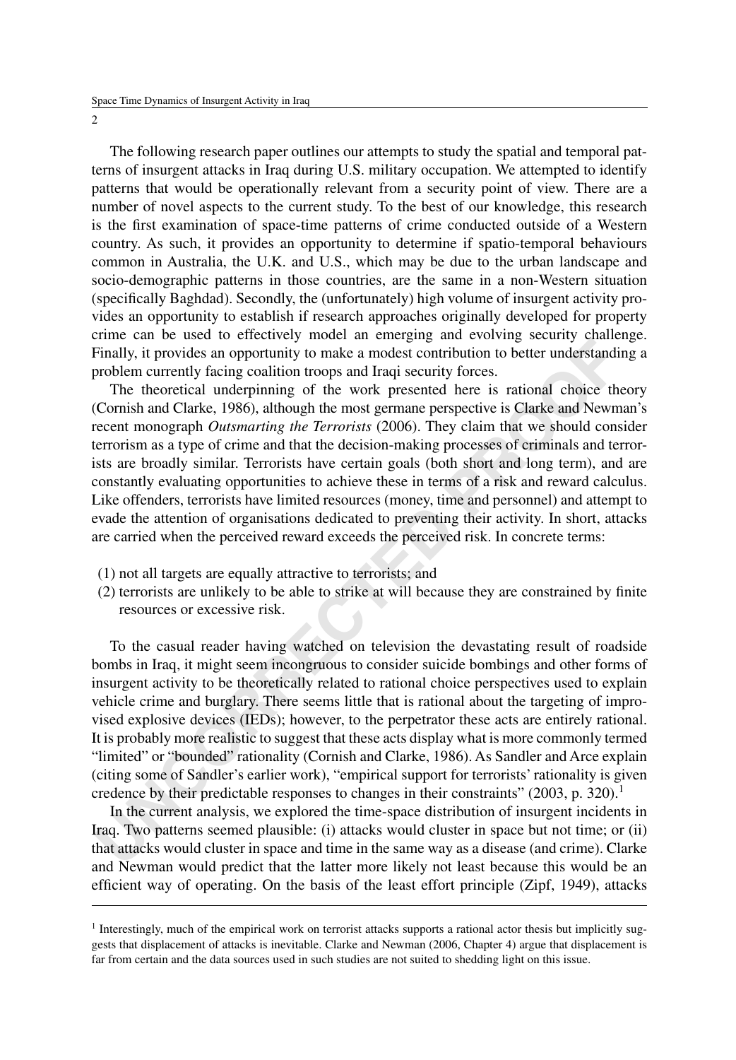The following research paper outlines our attempts to study the spatial and temporal patterns of insurgent attacks in Iraq during U.S. military occupation. We attempted to identify patterns that would be operationally relevant from a security point of view. There are a number of novel aspects to the current study. To the best of our knowledge, this research is the first examination of space-time patterns of crime conducted outside of a Western country. As such, it provides an opportunity to determine if spatio-temporal behaviours common in Australia, the U.K. and U.S., which may be due to the urban landscape and socio-demographic patterns in those countries, are the same in a non-Western situation (specifically Baghdad). Secondly, the (unfortunately) high volume of insurgent activity provides an opportunity to establish if research approaches originally developed for property crime can be used to effectively model an emerging and evolving security challenge. Finally, it provides an opportunity to make a modest contribution to better understanding a problem currently facing coalition troops and Iraqi security forces.

The theoretical underpinning of the work presented here is rational choice theory (Cornish and Clarke, 1986), although the most germane perspective is Clarke and Newman's recent monograph *Outsmarting the Terrorists* (2006). They claim that we should consider terrorism as a type of crime and that the decision-making processes of criminals and terrorists are broadly similar. Terrorists have certain goals (both short and long term), and are constantly evaluating opportunities to achieve these in terms of a risk and reward calculus. Like offenders, terrorists have limited resources (money, time and personnel) and attempt to evade the attention of organisations dedicated to preventing their activity. In short, attacks are carried when the perceived reward exceeds the perceived risk. In concrete terms:

(1) not all targets are equally attractive to terrorists; and
(2) terrorists are unlikely to be able to strike at will because they are constrained by finite resources or excessive risk.

To the casual reader having watched on television the devastating result of roadside bombs in Iraq, it might seem incongruous to consider suicide bombings and other forms of insurgent activity to be theoretically related to rational choice perspectives used to explain vehicle crime and burglary. There seems little that is rational about the targeting of improvised explosive devices (IEDs); however, to the perpetrator these acts are entirely rational. It is probably more realistic to suggest that these acts display what is more commonly termed "limited" or "bounded" rationality (Cornish and Clarke, 1986). As Sandler and Arce explain (citing some of Sandler's earlier work), "empirical support for terrorists' rationality is given credence by their predictable responses to changes in their constraints" (2003, p. 320).[1]

In the current analysis, we explored the time-space distribution of insurgent incidents in Iraq. Two patterns seemed plausible: (i) attacks would cluster in space but not time; or (ii) that attacks would cluster in space and time in the same way as a disease (and crime). Clarke and Newman would predict that the latter more likely not least because this would be an efficient way of operating. On the basis of the least effort principle (Zipf, 1949), attacks

[1] Interestingly, much of the empirical work on terrorist attacks supports a rational actor thesis but implicitly suggests that displacement of attacks is inevitable. Clarke and Newman (2006, Chapter 4) argue that displacement is far from certain and the data sources used in such studies are not suited to shedding light on this issue.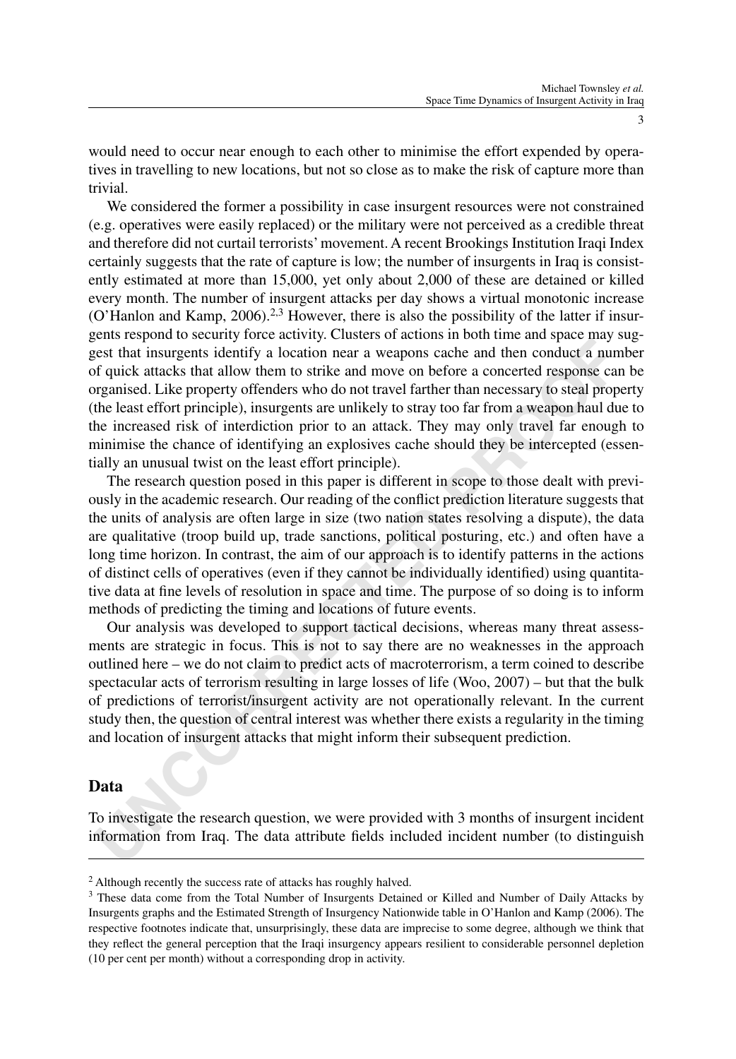would need to occur near enough to each other to minimise the effort expended by operatives in travelling to new locations, but not so close as to make the risk of capture more than trivial.

We considered the former a possibility in case insurgent resources were not constrained (e.g. operatives were easily replaced) or the military were not perceived as a credible threat and therefore did not curtail terrorists' movement. A recent Brookings Institution Iraqi Index certainly suggests that the rate of capture is low; the number of insurgents in Iraq is consistently estimated at more than 15,000, yet only about 2,000 of these are detained or killed every month. The number of insurgent attacks per day shows a virtual monotonic increase (O'Hanlon and Kamp, 2006).[2,3] However, there is also the possibility of the latter if insurgents respond to security force activity. Clusters of actions in both time and space may suggest that insurgents identify a location near a weapons cache and then conduct a number of quick attacks that allow them to strike and move on before a concerted response can be organised. Like property offenders who do not travel farther than necessary to steal property (the least effort principle), insurgents are unlikely to stray too far from a weapon haul due to the increased risk of interdiction prior to an attack. They may only travel far enough to minimise the chance of identifying an explosives cache should they be intercepted (essentially an unusual twist on the least effort principle).

The research question posed in this paper is different in scope to those dealt with previously in the academic research. Our reading of the conflict prediction literature suggests that the units of analysis are often large in size (two nation states resolving a dispute), the data are qualitative (troop build up, trade sanctions, political posturing, etc.) and often have a long time horizon. In contrast, the aim of our approach is to identify patterns in the actions of distinct cells of operatives (even if they cannot be individually identified) using quantitative data at fine levels of resolution in space and time. The purpose of so doing is to inform methods of predicting the timing and locations of future events.

Our analysis was developed to support tactical decisions, whereas many threat assessments are strategic in focus. This is not to say there are no weaknesses in the approach outlined here – we do not claim to predict acts of macroterrorism, a term coined to describe spectacular acts of terrorism resulting in large losses of life (Woo, 2007) – but that the bulk of predictions of terrorist/insurgent activity are not operationally relevant. In the current study then, the question of central interest was whether there exists a regularity in the timing and location of insurgent attacks that might inform their subsequent prediction.

## Data

To investigate the research question, we were provided with 3 months of insurgent incident information from Iraq. The data attribute fields included incident number (to distinguish

[2] Although recently the success rate of attacks has roughly halved.

[3] These data come from the Total Number of Insurgents Detained or Killed and Number of Daily Attacks by Insurgents graphs and the Estimated Strength of Insurgency Nationwide table in O'Hanlon and Kamp (2006). The respective footnotes indicate that, unsurprisingly, these data are imprecise to some degree, although we think that they reflect the general perception that the Iraqi insurgency appears resilient to considerable personnel depletion (10 per cent per month) without a corresponding drop in activity.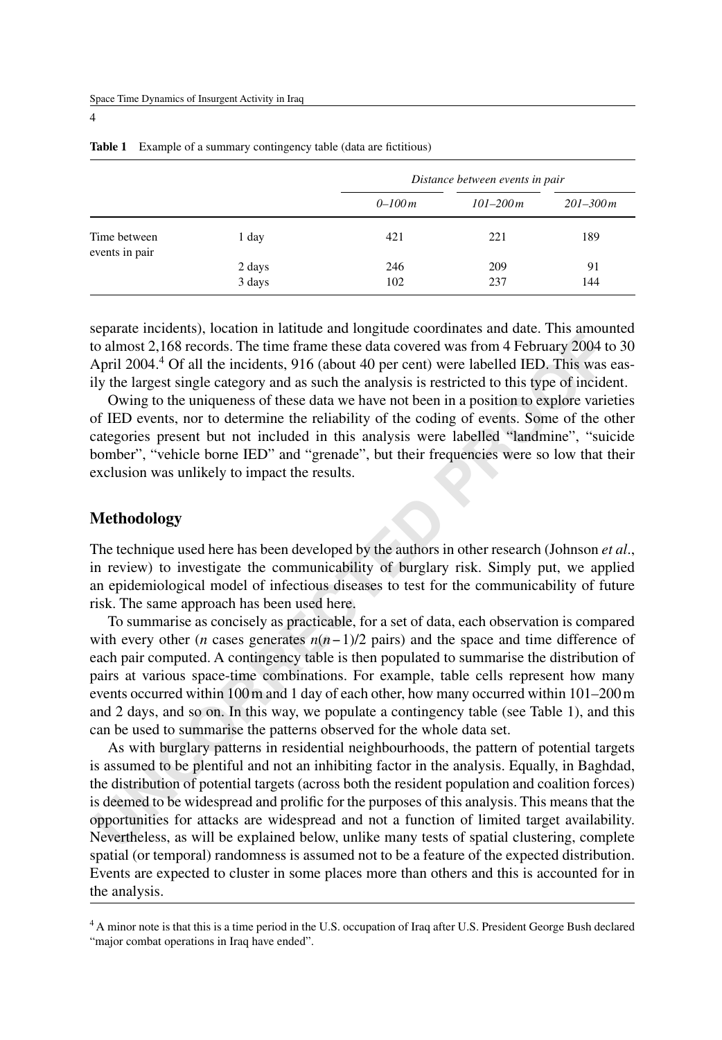**Table 1** Example of a summary contingency table (data are fictitious)

| | | Distance between events in pair | | |
|---|---|---|---|---|
| | | *0–100 m* | *101–200 m* | *201–300 m* |
| Time between events in pair | 1 day | 421 | 221 | 189 |
| | 2 days | 246 | 209 | 91 |
| | 3 days | 102 | 237 | 144 |

separate incidents), location in latitude and longitude coordinates and date. This amounted to almost 2,168 records. The time frame these data covered was from 4 February 2004 to 30 April 2004.[4] Of all the incidents, 916 (about 40 per cent) were labelled IED. This was easily the largest single category and as such the analysis is restricted to this type of incident.

Owing to the uniqueness of these data we have not been in a position to explore varieties of IED events, nor to determine the reliability of the coding of events. Some of the other categories present but not included in this analysis were labelled "landmine", "suicide bomber", "vehicle borne IED" and "grenade", but their frequencies were so low that their exclusion was unlikely to impact the results.

## Methodology

The technique used here has been developed by the authors in other research (Johnson *et al*., in review) to investigate the communicability of burglary risk. Simply put, we applied an epidemiological model of infectious diseases to test for the communicability of future risk. The same approach has been used here.

To summarise as concisely as practicable, for a set of data, each observation is compared with every other ($n$ cases generates $n(n-1)/2$ pairs) and the space and time difference of each pair computed. A contingency table is then populated to summarise the distribution of pairs at various space-time combinations. For example, table cells represent how many events occurred within 100 m and 1 day of each other, how many occurred within 101–200 m and 2 days, and so on. In this way, we populate a contingency table (see Table 1), and this can be used to summarise the patterns observed for the whole data set.

As with burglary patterns in residential neighbourhoods, the pattern of potential targets is assumed to be plentiful and not an inhibiting factor in the analysis. Equally, in Baghdad, the distribution of potential targets (across both the resident population and coalition forces) is deemed to be widespread and prolific for the purposes of this analysis. This means that the opportunities for attacks are widespread and not a function of limited target availability. Nevertheless, as will be explained below, unlike many tests of spatial clustering, complete spatial (or temporal) randomness is assumed not to be a feature of the expected distribution. Events are expected to cluster in some places more than others and this is accounted for in the analysis.

[4] A minor note is that this is a time period in the U.S. occupation of Iraq after U.S. President George Bush declared "major combat operations in Iraq have ended".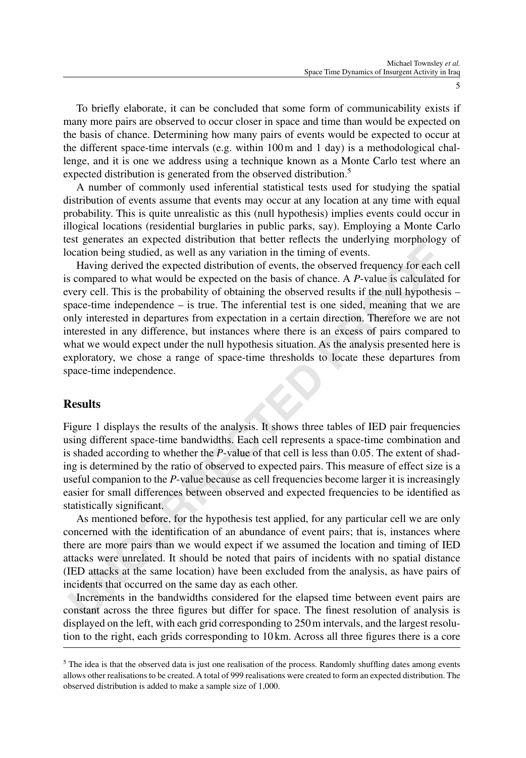To briefly elaborate, it can be concluded that some form of communicability exists if many more pairs are observed to occur closer in space and time than would be expected on the basis of chance. Determining how many pairs of events would be expected to occur at the different space-time intervals (e.g. within 100 m and 1 day) is a methodological challenge, and it is one we address using a technique known as a Monte Carlo test where an expected distribution is generated from the observed distribution.[5]

A number of commonly used inferential statistical tests used for studying the spatial distribution of events assume that events may occur at any location at any time with equal probability. This is quite unrealistic as this (null hypothesis) implies events could occur in illogical locations (residential burglaries in public parks, say). Employing a Monte Carlo test generates an expected distribution that better reflects the underlying morphology of location being studied, as well as any variation in the timing of events.

Having derived the expected distribution of events, the observed frequency for each cell is compared to what would be expected on the basis of chance. A *P*-value is calculated for every cell. This is the probability of obtaining the observed results if the null hypothesis – space-time independence – is true. The inferential test is one sided, meaning that we are only interested in departures from expectation in a certain direction. Therefore we are not interested in any difference, but instances where there is an excess of pairs compared to what we would expect under the null hypothesis situation. As the analysis presented here is exploratory, we chose a range of space-time thresholds to locate these departures from space-time independence.

## Results

Figure 1 displays the results of the analysis. It shows three tables of IED pair frequencies using different space-time bandwidths. Each cell represents a space-time combination and is shaded according to whether the *P*-value of that cell is less than 0.05. The extent of shading is determined by the ratio of observed to expected pairs. This measure of effect size is a useful companion to the *P*-value because as cell frequencies become larger it is increasingly easier for small differences between observed and expected frequencies to be identified as statistically significant.

As mentioned before, for the hypothesis test applied, for any particular cell we are only concerned with the identification of an abundance of event pairs; that is, instances where there are more pairs than we would expect if we assumed the location and timing of IED attacks were unrelated. It should be noted that pairs of incidents with no spatial distance (IED attacks at the same location) have been excluded from the analysis, as have pairs of incidents that occurred on the same day as each other.

Increments in the bandwidths considered for the elapsed time between event pairs are constant across the three figures but differ for space. The finest resolution of analysis is displayed on the left, with each grid corresponding to 250 m intervals, and the largest resolution to the right, each grids corresponding to 10 km. Across all three figures there is a core

[5] The idea is that the observed data is just one realisation of the process. Randomly shuffling dates among events allows other realisations to be created. A total of 999 realisations were created to form an expected distribution. The observed distribution is added to make a sample size of 1,000.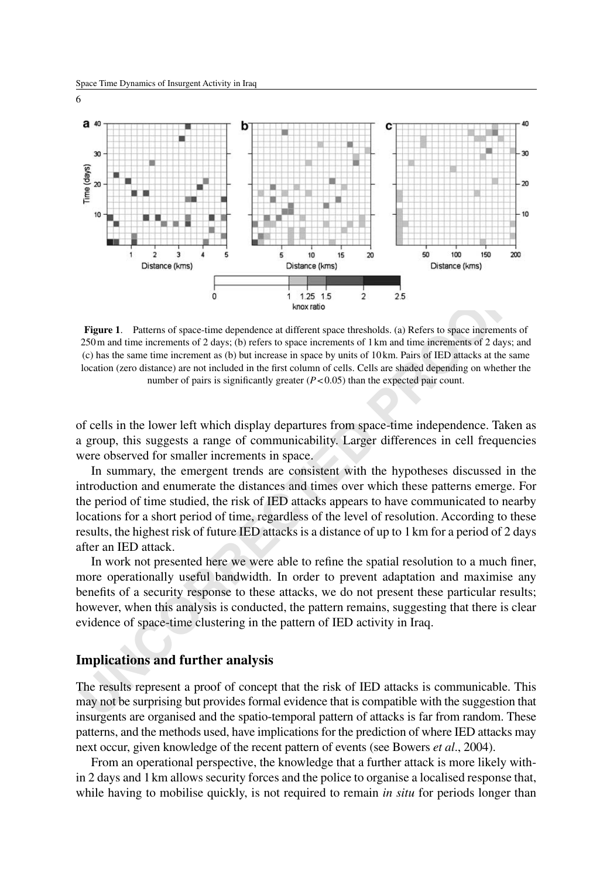**Figure 1**. Patterns of space-time dependence at different space thresholds. (a) Refers to space increments of 250 m and time increments of 2 days; (b) refers to space increments of 1 km and time increments of 2 days; and (c) has the same time increment as (b) but increase in space by units of 10 km. Pairs of IED attacks at the same location (zero distance) are not included in the first column of cells. Cells are shaded depending on whether the number of pairs is significantly greater ($P < 0.05$) than the expected pair count.

of cells in the lower left which display departures from space-time independence. Taken as a group, this suggests a range of communicability. Larger differences in cell frequencies were observed for smaller increments in space.

In summary, the emergent trends are consistent with the hypotheses discussed in the introduction and enumerate the distances and times over which these patterns emerge. For the period of time studied, the risk of IED attacks appears to have communicated to nearby locations for a short period of time, regardless of the level of resolution. According to these results, the highest risk of future IED attacks is a distance of up to 1 km for a period of 2 days after an IED attack.

In work not presented here we were able to refine the spatial resolution to a much finer, more operationally useful bandwidth. In order to prevent adaptation and maximise any benefits of a security response to these attacks, we do not present these particular results; however, when this analysis is conducted, the pattern remains, suggesting that there is clear evidence of space-time clustering in the pattern of IED activity in Iraq.

## Implications and further analysis

The results represent a proof of concept that the risk of IED attacks is communicable. This may not be surprising but provides formal evidence that is compatible with the suggestion that insurgents are organised and the spatio-temporal pattern of attacks is far from random. These patterns, and the methods used, have implications for the prediction of where IED attacks may next occur, given knowledge of the recent pattern of events (see Bowers *et al*., 2004).

From an operational perspective, the knowledge that a further attack is more likely within 2 days and 1 km allows security forces and the police to organise a localised response that, while having to mobilise quickly, is not required to remain *in situ* for periods longer than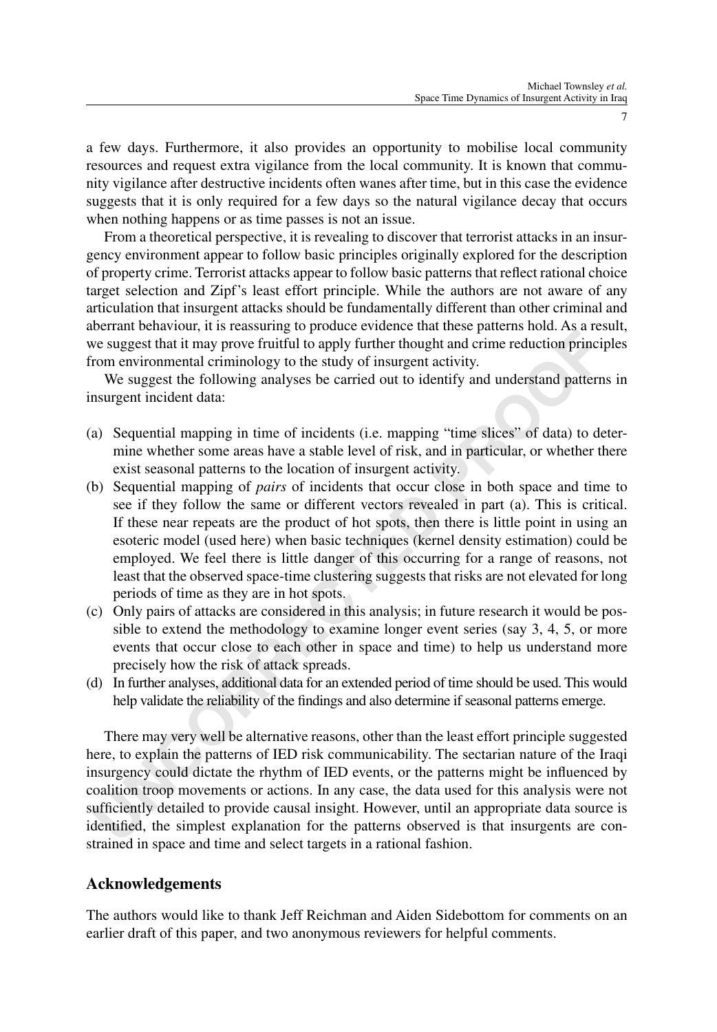a few days. Furthermore, it also provides an opportunity to mobilise local community resources and request extra vigilance from the local community. It is known that community vigilance after destructive incidents often wanes after time, but in this case the evidence suggests that it is only required for a few days so the natural vigilance decay that occurs when nothing happens or as time passes is not an issue.

From a theoretical perspective, it is revealing to discover that terrorist attacks in an insurgency environment appear to follow basic principles originally explored for the description of property crime. Terrorist attacks appear to follow basic patterns that reflect rational choice target selection and Zipf's least effort principle. While the authors are not aware of any articulation that insurgent attacks should be fundamentally different than other criminal and aberrant behaviour, it is reassuring to produce evidence that these patterns hold. As a result, we suggest that it may prove fruitful to apply further thought and crime reduction principles from environmental criminology to the study of insurgent activity.

We suggest the following analyses be carried out to identify and understand patterns in insurgent incident data:

(a) Sequential mapping in time of incidents (i.e. mapping "time slices" of data) to determine whether some areas have a stable level of risk, and in particular, or whether there exist seasonal patterns to the location of insurgent activity.
(b) Sequential mapping of *pairs* of incidents that occur close in both space and time to see if they follow the same or different vectors revealed in part (a). This is critical. If these near repeats are the product of hot spots, then there is little point in using an esoteric model (used here) when basic techniques (kernel density estimation) could be employed. We feel there is little danger of this occurring for a range of reasons, not least that the observed space-time clustering suggests that risks are not elevated for long periods of time as they are in hot spots.
(c) Only pairs of attacks are considered in this analysis; in future research it would be possible to extend the methodology to examine longer event series (say 3, 4, 5, or more events that occur close to each other in space and time) to help us understand more precisely how the risk of attack spreads.
(d) In further analyses, additional data for an extended period of time should be used. This would help validate the reliability of the findings and also determine if seasonal patterns emerge.

There may very well be alternative reasons, other than the least effort principle suggested here, to explain the patterns of IED risk communicability. The sectarian nature of the Iraqi insurgency could dictate the rhythm of IED events, or the patterns might be influenced by coalition troop movements or actions. In any case, the data used for this analysis were not sufficiently detailed to provide causal insight. However, until an appropriate data source is identified, the simplest explanation for the patterns observed is that insurgents are constrained in space and time and select targets in a rational fashion.

## Acknowledgements

The authors would like to thank Jeff Reichman and Aiden Sidebottom for comments on an earlier draft of this paper, and two anonymous reviewers for helpful comments.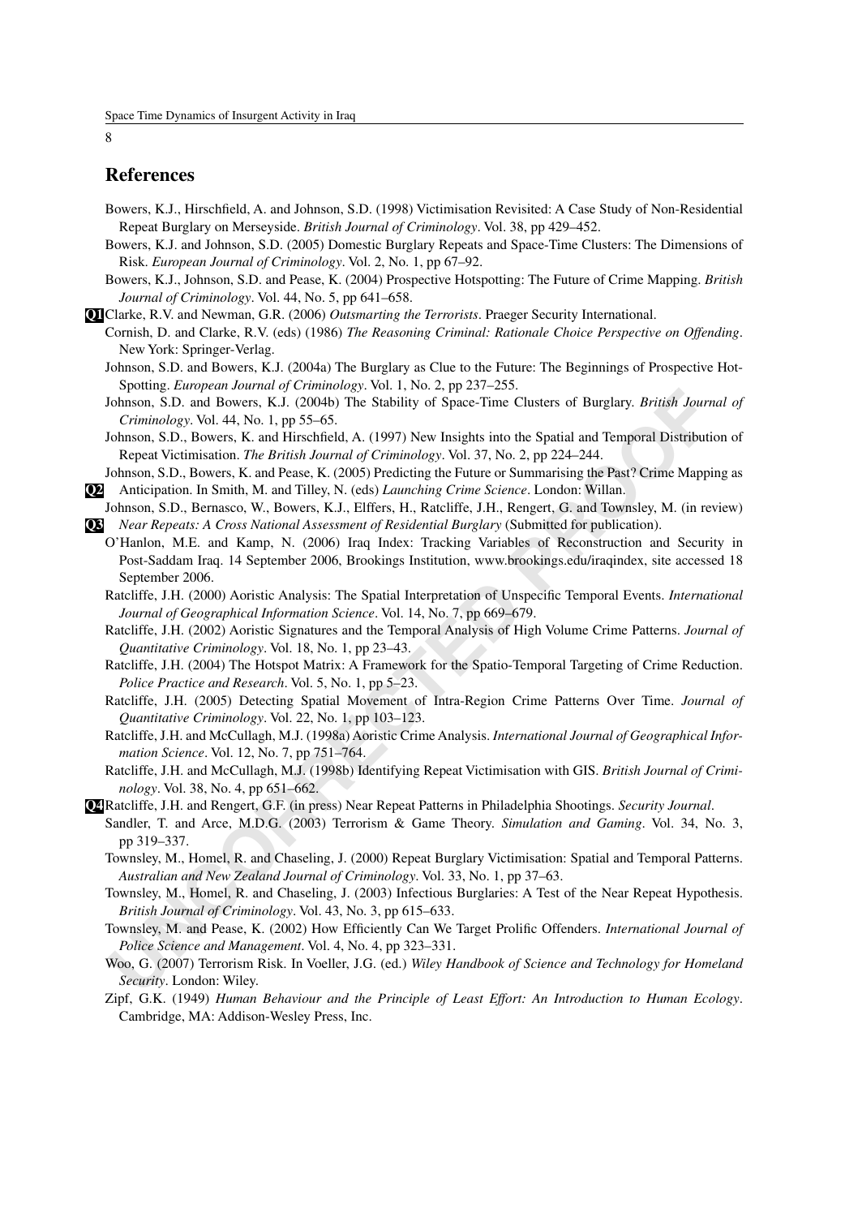# References

Bowers, K.J., Hirschfield, A. and Johnson, S.D. (1998) Victimisation Revisited: A Case Study of Non-Residential Repeat Burglary on Merseyside. *British Journal of Criminology*. Vol. 38, pp 429–452.

Bowers, K.J. and Johnson, S.D. (2005) Domestic Burglary Repeats and Space-Time Clusters: The Dimensions of Risk. *European Journal of Criminology*. Vol. 2, No. 1, pp 67–92.

Bowers, K.J., Johnson, S.D. and Pease, K. (2004) Prospective Hotspotting: The Future of Crime Mapping. *British Journal of Criminology*. Vol. 44, No. 5, pp 641–658.

Clarke, R.V. and Newman, G.R. (2006) *Outsmarting the Terrorists*. Praeger Security International.

Cornish, D. and Clarke, R.V. (eds) (1986) *The Reasoning Criminal: Rationale Choice Perspective on Offending*. New York: Springer-Verlag.

Johnson, S.D. and Bowers, K.J. (2004a) The Burglary as Clue to the Future: The Beginnings of Prospective Hot-Spotting. *European Journal of Criminology*. Vol. 1, No. 2, pp 237–255.

Johnson, S.D. and Bowers, K.J. (2004b) The Stability of Space-Time Clusters of Burglary. *British Journal of Criminology*. Vol. 44, No. 1, pp 55–65.

Johnson, S.D., Bowers, K. and Hirschfield, A. (1997) New Insights into the Spatial and Temporal Distribution of Repeat Victimisation. *The British Journal of Criminology*. Vol. 37, No. 2, pp 224–244.

Johnson, S.D., Bowers, K. and Pease, K. (2005) Predicting the Future or Summarising the Past? Crime Mapping as Anticipation. In Smith, M. and Tilley, N. (eds) *Launching Crime Science*. London: Willan.

Johnson, S.D., Bernasco, W., Bowers, K.J., Elffers, H., Ratcliffe, J.H., Rengert, G. and Townsley, M. (in review) *Near Repeats: A Cross National Assessment of Residential Burglary* (Submitted for publication).

O'Hanlon, M.E. and Kamp, N. (2006) Iraq Index: Tracking Variables of Reconstruction and Security in Post-Saddam Iraq. 14 September 2006, Brookings Institution, www.brookings.edu/iraqindex, site accessed 18 September 2006.

Ratcliffe, J.H. (2000) Aoristic Analysis: The Spatial Interpretation of Unspecific Temporal Events. *International Journal of Geographical Information Science*. Vol. 14, No. 7, pp 669–679.

Ratcliffe, J.H. (2002) Aoristic Signatures and the Temporal Analysis of High Volume Crime Patterns. *Journal of Quantitative Criminology*. Vol. 18, No. 1, pp 23–43.

Ratcliffe, J.H. (2004) The Hotspot Matrix: A Framework for the Spatio-Temporal Targeting of Crime Reduction. *Police Practice and Research*. Vol. 5, No. 1, pp 5–23.

Ratcliffe, J.H. (2005) Detecting Spatial Movement of Intra-Region Crime Patterns Over Time. *Journal of Quantitative Criminology*. Vol. 22, No. 1, pp 103–123.

Ratcliffe, J.H. and McCullagh, M.J. (1998a) Aoristic Crime Analysis. *International Journal of Geographical Information Science*. Vol. 12, No. 7, pp 751–764.

Ratcliffe, J.H. and McCullagh, M.J. (1998b) Identifying Repeat Victimisation with GIS. *British Journal of Criminology*. Vol. 38, No. 4, pp 651–662.

Ratcliffe, J.H. and Rengert, G.F. (in press) Near Repeat Patterns in Philadelphia Shootings. *Security Journal*.

Sandler, T. and Arce, M.D.G. (2003) Terrorism & Game Theory. *Simulation and Gaming*. Vol. 34, No. 3, pp 319–337.

Townsley, M., Homel, R. and Chaseling, J. (2000) Repeat Burglary Victimisation: Spatial and Temporal Patterns. *Australian and New Zealand Journal of Criminology*. Vol. 33, No. 1, pp 37–63.

Townsley, M., Homel, R. and Chaseling, J. (2003) Infectious Burglaries: A Test of the Near Repeat Hypothesis. *British Journal of Criminology*. Vol. 43, No. 3, pp 615–633.

Townsley, M. and Pease, K. (2002) How Efficiently Can We Target Prolific Offenders. *International Journal of Police Science and Management*. Vol. 4, No. 4, pp 323–331.

Woo, G. (2007) Terrorism Risk. In Voeller, J.G. (ed.) *Wiley Handbook of Science and Technology for Homeland Security*. London: Wiley.

Zipf, G.K. (1949) *Human Behaviour and the Principle of Least Effort: An Introduction to Human Ecology*. Cambridge, MA: Addison-Wesley Press, Inc.